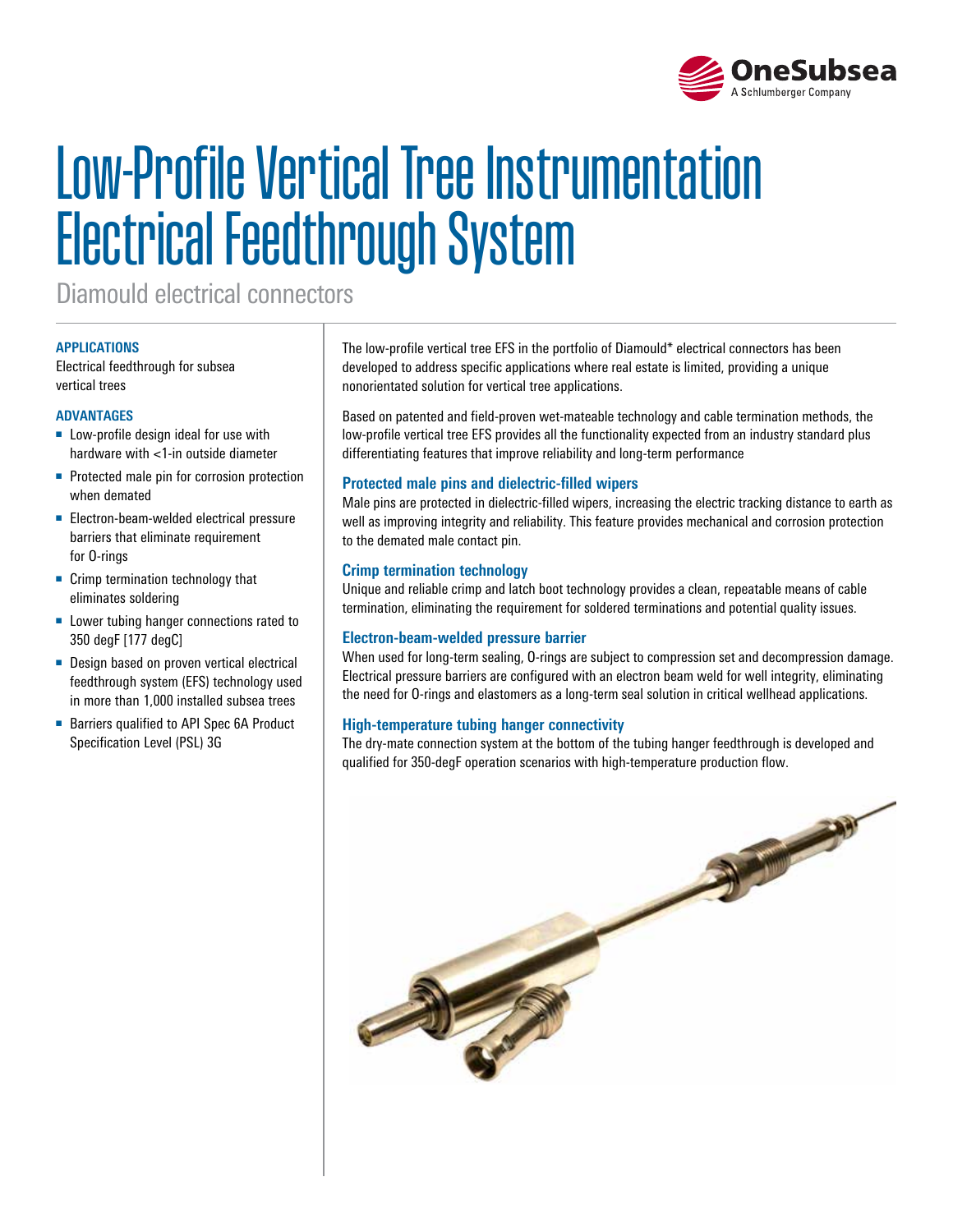# Low-Profile Vertical Tree Instrumentation Electrical Feedthrough System

Diamould electrical connectors

### APPLICATIONS

Electrical feedthrough for subsea vertical trees

### ADVANTAGES

- Low-profile design ideal for use with hardware with <1-in outside diameter
- Protected male pin for corrosion protection when demated
- Electron-beam-welded electrical pressure barriers that eliminate requirement for O-rings
- Crimp termination technology that eliminates soldering
- Lower tubing hanger connections rated to 350 degF [177 degC]
- Design based on proven vertical electrical feedthrough system (EFS) technology used in more than 1,000 installed subsea trees
- Barriers qualified to API Spec 6A Product Specification Level (PSL) 3G

The low-profile vertical tree EFS in the portfolio of Diamould* electrical connectors has been developed to address specific applications where real estate is limited, providing a unique nonorientated solution for vertical tree applications.

Based on patented and field-proven wet-mateable technology and cable termination methods, the low-profile vertical tree EFS provides all the functionality expected from an industry standard plus differentiating features that improve reliability and long-term performance

### Protected male pins and dielectric-filled wipers

Male pins are protected in dielectric-filled wipers, increasing the electric tracking distance to earth as well as improving integrity and reliability. This feature provides mechanical and corrosion protection to the demated male contact pin.

### Crimp termination technology

Unique and reliable crimp and latch boot technology provides a clean, repeatable means of cable termination, eliminating the requirement for soldered terminations and potential quality issues.

### Electron-beam-welded pressure barrier

When used for long-term sealing, O-rings are subject to compression set and decompression damage. Electrical pressure barriers are configured with an electron beam weld for well integrity, eliminating the need for O-rings and elastomers as a long-term seal solution in critical wellhead applications.

### High-temperature tubing hanger connectivity

The dry-mate connection system at the bottom of the tubing hanger feedthrough is developed and qualified for 350-degF operation scenarios with high-temperature production flow.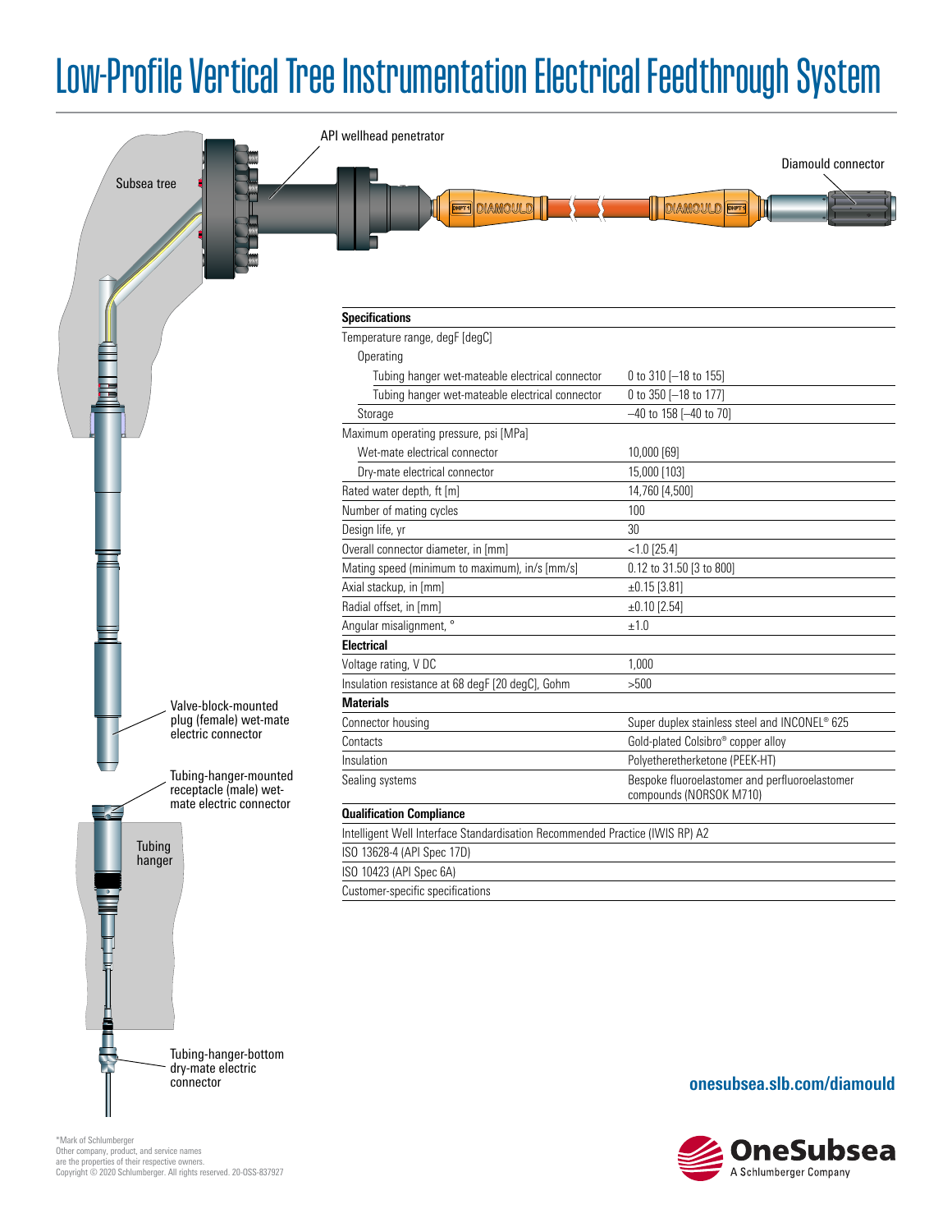# Low-Profile Vertical Tree Instrumentation Electrical Feedthrough System

API wellhead penetrator

Diamould connector

Subsea tree

Valve-block-mounted plug (female) wet-mate electric connector

Tubing-hanger-mounted receptacle (male) wet-mate electric connector

Tubing hanger

Tubing-hanger-bottom dry-mate electric connector

| **Specifications** | |
|---|---|
| Temperature range, degF [degC] | |
| Operating | |
| Tubing hanger wet-mateable electrical connector | 0 to 310 [−18 to 155] |
| Tubing hanger wet-mateable electrical connector | 0 to 350 [−18 to 177] |
| Storage | −40 to 158 [−40 to 70] |
| Maximum operating pressure, psi [MPa] | |
| Wet-mate electrical connector | 10,000 [69] |
| Dry-mate electrical connector | 15,000 [103] |
| Rated water depth, ft [m] | 14,760 [4,500] |
| Number of mating cycles | 100 |
| Design life, yr | 30 |
| Overall connector diameter, in [mm] | <1.0 [25.4] |
| Mating speed (minimum to maximum), in/s [mm/s] | 0.12 to 31.50 [3 to 800] |
| Axial stackup, in [mm] | ±0.15 [3.81] |
| Radial offset, in [mm] | ±0.10 [2.54] |
| Angular misalignment, ° | ±1.0 |
| **Electrical** | |
| Voltage rating, V DC | 1,000 |
| Insulation resistance at 68 degF [20 degC], Gohm | >500 |
| **Materials** | |
| Connector housing | Super duplex stainless steel and INCONEL® 625 |
| Contacts | Gold-plated Colsibro® copper alloy |
| Insulation | Polyetheretherketone (PEEK-HT) |
| Sealing systems | Bespoke fluoroelastomer and perfluoroelastomer compounds (NORSOK M710) |
| **Qualification Compliance** | |
| Intelligent Well Interface Standardisation Recommended Practice (IWIS RP) A2 | |
| ISO 13628-4 (API Spec 17D) | |
| ISO 10423 (API Spec 6A) | |
| Customer-specific specifications | |

**onesubsea.slb.com/diamould**

*Mark of Schlumberger
Other company, product, and service names are the properties of their respective owners.
Copyright © 2020 Schlumberger. All rights reserved. 20-OSS-837927

OneSubsea
A Schlumberger Company